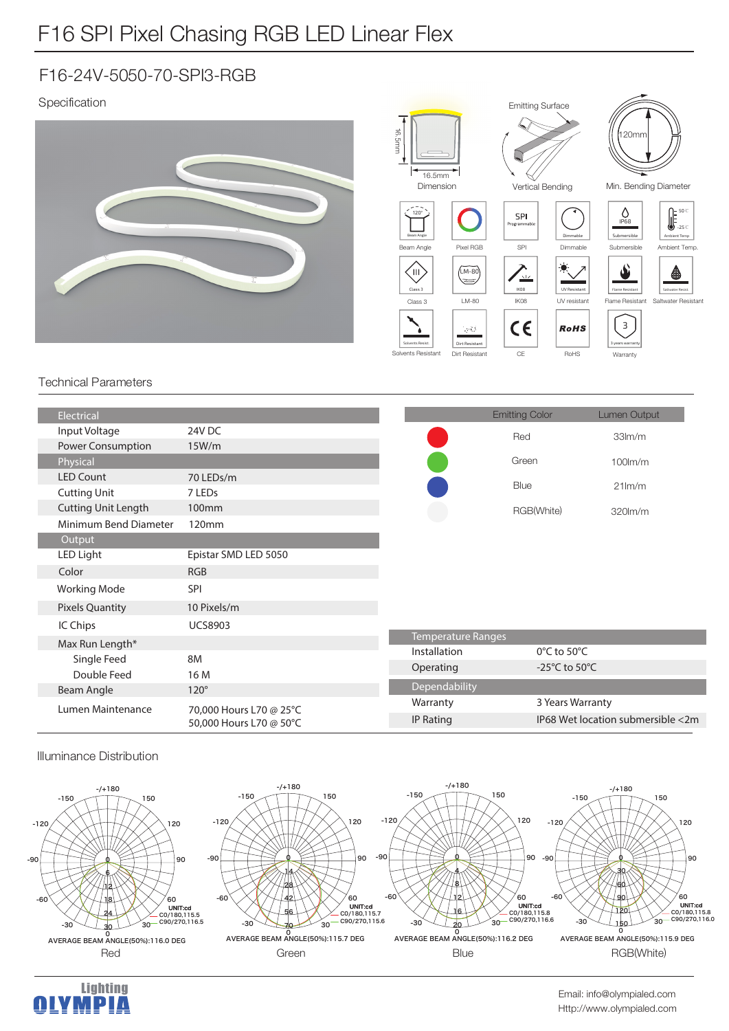# F16 SPI Pixel Chasing RGB LED Linear Flex

## F16-24V-5050-70-SPI3-RGB

### Specification

16.5mm

16.5mm

Dimension

Emitting Surface

Vertical Bending

120mm

Min. Bending Diameter

Beam Angle | Pixel RGB | SPI | Dimmable | Submersible | Ambient Temp.

Class 3 | LM-80 | IK08 | UV resistant | Flame Resistant | Saltwater Resistant

Solvents Resistant | Dirt Resistant | CE | RoHS | Warranty

### Technical Parameters

| Electrical | |
|---|---|
| Input Voltage | 24V DC |
| Power Consumption | 15W/m |
| **Physical** | |
| LED Count | 70 LEDs/m |
| Cutting Unit | 7 LEDs |
| Cutting Unit Length | 100mm |
| Minimum Bend Diameter | 120mm |
| **Output** | |
| LED Light | Epistar SMD LED 5050 |
| Color | RGB |
| Working Mode | SPI |
| Pixels Quantity | 10 Pixels/m |
| IC Chips | UCS8903 |
| Max Run Length* | |
| Single Feed | 8M |
| Double Feed | 16 M |
| Beam Angle | 120° |
| Lumen Maintenance | 70,000 Hours L70 @ 25°C<br>50,000 Hours L70 @ 50°C |

| Emitting Color | Lumen Output |
|---|---|
| Red | 33lm/m |
| Green | 100lm/m |
| Blue | 21lm/m |
| RGB(White) | 320lm/m |

| Temperature Ranges | |
|---|---|
| Installation | 0°C to 50°C |
| Operating | -25°C to 50°C |
| **Dependability** | |
| Warranty | 3 Years Warranty |
| IP Rating | IP68 Wet location submersible <2m |

### Illuminance Distribution

UNIT:cd
C0/180,115.5
C90/270,116.5
AVERAGE BEAM ANGLE(50%):116.0 DEG
Red

UNIT:cd
C0/180,115.7
C90/270,115.6
AVERAGE BEAM ANGLE(50%):115.7 DEG
Green

UNIT:cd
C0/180,115.8
C90/270,116.6
AVERAGE BEAM ANGLE(50%):116.2 DEG
Blue

UNIT:cd
C0/180,115.8
C90/270,116.0
AVERAGE BEAM ANGLE(50%):115.9 DEG
RGB(White)

Lighting OLYMPIA

Email: info@olympialed.com
Http://www.olympialed.com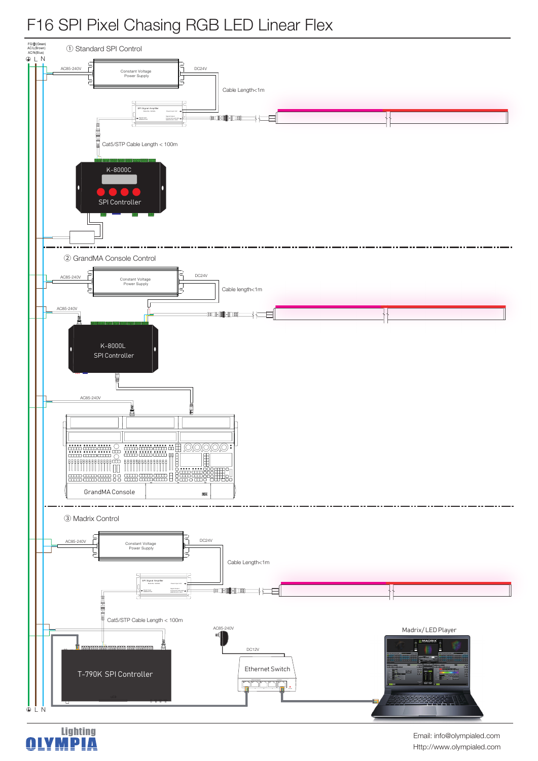# F16 SPI Pixel Chasing RGB LED Linear Flex

FG⏚(Green)
AC/L(Brown)
AC/N(Blue)

⏚ L N

① Standard SPI Control

AC85-240V

Constant Voltage Power Supply

DC24V

Cable Length<1m

Cat5/STP Cable Length < 100m

K-8000C

SPI Controller

② GrandMA Console Control

AC85-240V

Constant Voltage Power Supply

DC24V

Cable length<1m

AC85-240V

K-8000L SPI Controller

AC85-240V

GrandMA Console

③ Madrix Control

AC85-240V

Constant Voltage Power Supply

DC24V

Cable Length<1m

Cat5/STP Cable Length < 100m

AC85-240V

DC12V

Madrix/ LED Player

T-790K SPI Controller

Ethernet Switch

⏚ L N

Lighting OLYMPIA

Email: info@olympialed.com

Http://www.olympialed.com